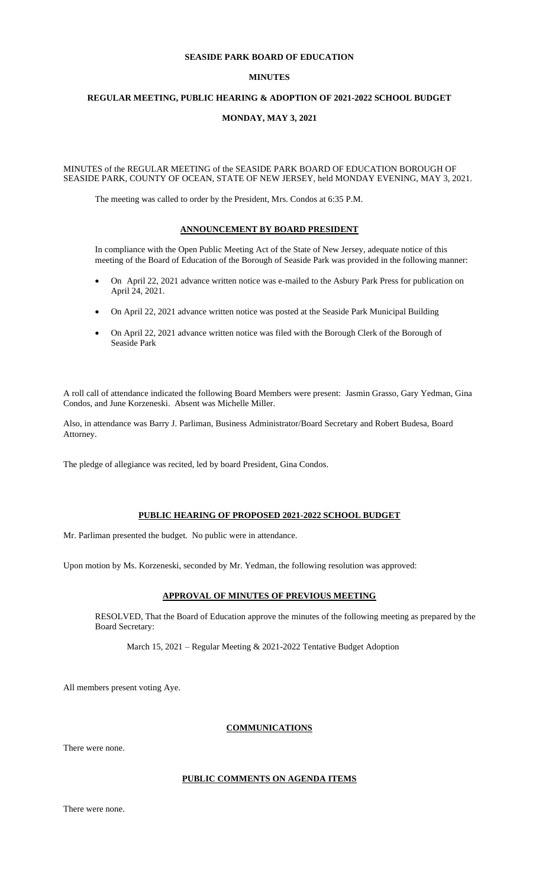# SEASIDE PARK BOARD OF EDUCATION

## MINUTES

## REGULAR MEETING, PUBLIC HEARING & ADOPTION OF 2021-2022 SCHOOL BUDGET

## MONDAY, MAY 3, 2021

MINUTES of the REGULAR MEETING of the SEASIDE PARK BOARD OF EDUCATION BOROUGH OF SEASIDE PARK, COUNTY OF OCEAN, STATE OF NEW JERSEY, held MONDAY EVENING, MAY 3, 2021.

The meeting was called to order by the President, Mrs. Condos at 6:35 P.M.

### ANNOUNCEMENT BY BOARD PRESIDENT

In compliance with the Open Public Meeting Act of the State of New Jersey, adequate notice of this meeting of the Board of Education of the Borough of Seaside Park was provided in the following manner:

- On April 22, 2021 advance written notice was e-mailed to the Asbury Park Press for publication on April 24, 2021.
- On April 22, 2021 advance written notice was posted at the Seaside Park Municipal Building
- On April 22, 2021 advance written notice was filed with the Borough Clerk of the Borough of Seaside Park

A roll call of attendance indicated the following Board Members were present: Jasmin Grasso, Gary Yedman, Gina Condos, and June Korzeneski. Absent was Michelle Miller.

Also, in attendance was Barry J. Parliman, Business Administrator/Board Secretary and Robert Budesa, Board Attorney.

The pledge of allegiance was recited, led by board President, Gina Condos.

### PUBLIC HEARING OF PROPOSED 2021-2022 SCHOOL BUDGET

Mr. Parliman presented the budget. No public were in attendance.

Upon motion by Ms. Korzeneski, seconded by Mr. Yedman, the following resolution was approved:

### APPROVAL OF MINUTES OF PREVIOUS MEETING

RESOLVED, That the Board of Education approve the minutes of the following meeting as prepared by the Board Secretary:

March 15, 2021 – Regular Meeting & 2021-2022 Tentative Budget Adoption

All members present voting Aye.

### COMMUNICATIONS

There were none.

### PUBLIC COMMENTS ON AGENDA ITEMS

There were none.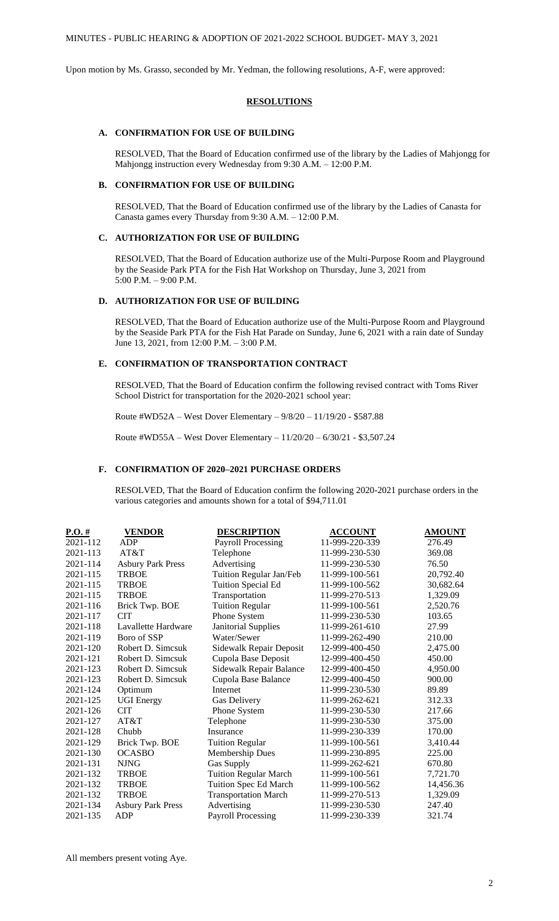Upon motion by Ms. Grasso, seconded by Mr. Yedman, the following resolutions, A-F, were approved:

## RESOLUTIONS

### A. CONFIRMATION FOR USE OF BUILDING

RESOLVED, That the Board of Education confirmed use of the library by the Ladies of Mahjongg for Mahjongg instruction every Wednesday from 9:30 A.M. – 12:00 P.M.

### B. CONFIRMATION FOR USE OF BUILDING

RESOLVED, That the Board of Education confirmed use of the library by the Ladies of Canasta for Canasta games every Thursday from 9:30 A.M. – 12:00 P.M.

### C. AUTHORIZATION FOR USE OF BUILDING

RESOLVED, That the Board of Education authorize use of the Multi-Purpose Room and Playground by the Seaside Park PTA for the Fish Hat Workshop on Thursday, June 3, 2021 from 5:00 P.M. – 9:00 P.M.

### D. AUTHORIZATION FOR USE OF BUILDING

RESOLVED, That the Board of Education authorize use of the Multi-Purpose Room and Playground by the Seaside Park PTA for the Fish Hat Parade on Sunday, June 6, 2021 with a rain date of Sunday June 13, 2021, from 12:00 P.M. – 3:00 P.M.

### E. CONFIRMATION OF TRANSPORTATION CONTRACT

RESOLVED, That the Board of Education confirm the following revised contract with Toms River School District for transportation for the 2020-2021 school year:

Route #WD52A – West Dover Elementary – 9/8/20 – 11/19/20 - $587.88

Route #WD55A – West Dover Elementary – 11/20/20 – 6/30/21 - $3,507.24

### F. CONFIRMATION OF 2020–2021 PURCHASE ORDERS

RESOLVED, That the Board of Education confirm the following 2020-2021 purchase orders in the various categories and amounts shown for a total of $94,711.01

| P.O. # | VENDOR | DESCRIPTION | ACCOUNT | AMOUNT |
|---|---|---|---|---|
| 2021-112 | ADP | Payroll Processing | 11-999-220-339 | 276.49 |
| 2021-113 | AT&T | Telephone | 11-999-230-530 | 369.08 |
| 2021-114 | Asbury Park Press | Advertising | 11-999-230-530 | 76.50 |
| 2021-115 | TRBOE | Tuition Regular Jan/Feb | 11-999-100-561 | 20,792.40 |
| 2021-115 | TRBOE | Tuition Special Ed | 11-999-100-562 | 30,682.64 |
| 2021-115 | TRBOE | Transportation | 11-999-270-513 | 1,329.09 |
| 2021-116 | Brick Twp. BOE | Tuition Regular | 11-999-100-561 | 2,520.76 |
| 2021-117 | CIT | Phone System | 11-999-230-530 | 103.65 |
| 2021-118 | Lavallette Hardware | Janitorial Supplies | 11-999-261-610 | 27.99 |
| 2021-119 | Boro of SSP | Water/Sewer | 11-999-262-490 | 210.00 |
| 2021-120 | Robert D. Simcsuk | Sidewalk Repair Deposit | 12-999-400-450 | 2,475.00 |
| 2021-121 | Robert D. Simcsuk | Cupola Base Deposit | 12-999-400-450 | 450.00 |
| 2021-123 | Robert D. Simcsuk | Sidewalk Repair Balance | 12-999-400-450 | 4,950.00 |
| 2021-123 | Robert D. Simcsuk | Cupola Base Balance | 12-999-400-450 | 900.00 |
| 2021-124 | Optimum | Internet | 11-999-230-530 | 89.89 |
| 2021-125 | UGI Energy | Gas Delivery | 11-999-262-621 | 312.33 |
| 2021-126 | CIT | Phone System | 11-999-230-530 | 217.66 |
| 2021-127 | AT&T | Telephone | 11-999-230-530 | 375.00 |
| 2021-128 | Chubb | Insurance | 11-999-230-339 | 170.00 |
| 2021-129 | Brick Twp. BOE | Tuition Regular | 11-999-100-561 | 3,410.44 |
| 2021-130 | OCASBO | Membership Dues | 11-999-230-895 | 225.00 |
| 2021-131 | NJNG | Gas Supply | 11-999-262-621 | 670.80 |
| 2021-132 | TRBOE | Tuition Regular March | 11-999-100-561 | 7,721.70 |
| 2021-132 | TRBOE | Tuition Spec Ed March | 11-999-100-562 | 14,456.36 |
| 2021-132 | TRBOE | Transportation March | 11-999-270-513 | 1,329.09 |
| 2021-134 | Asbury Park Press | Advertising | 11-999-230-530 | 247.40 |
| 2021-135 | ADP | Payroll Processing | 11-999-230-339 | 321.74 |

All members present voting Aye.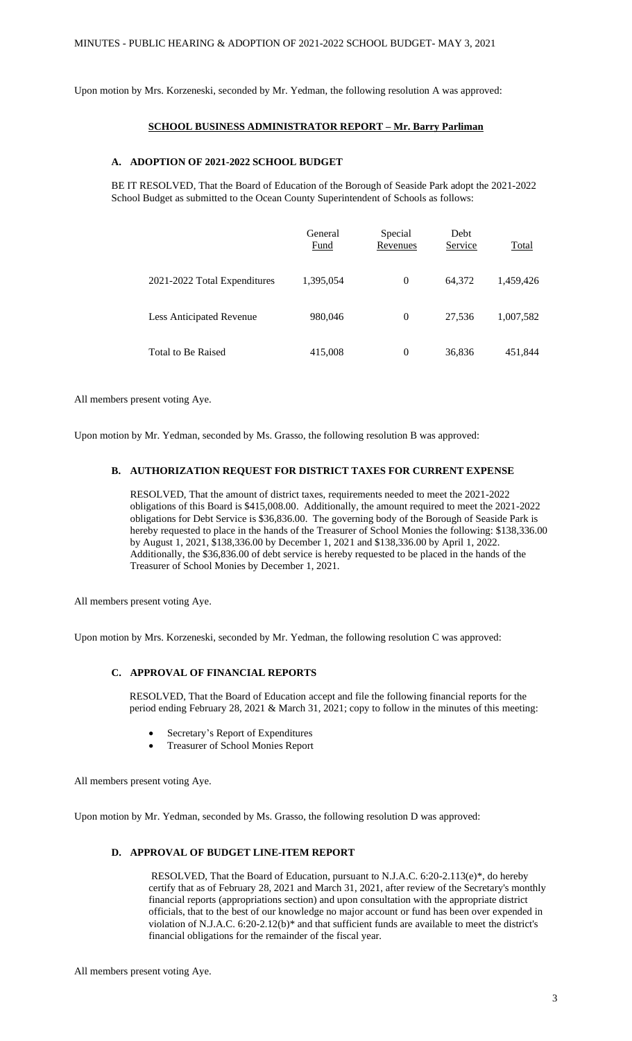MINUTES - PUBLIC HEARING & ADOPTION OF 2021-2022 SCHOOL BUDGET- MAY 3, 2021

Upon motion by Mrs. Korzeneski, seconded by Mr. Yedman, the following resolution A was approved:

**SCHOOL BUSINESS ADMINISTRATOR REPORT – Mr. Barry Parliman**

### A. ADOPTION OF 2021-2022 SCHOOL BUDGET

BE IT RESOLVED, That the Board of Education of the Borough of Seaside Park adopt the 2021-2022 School Budget as submitted to the Ocean County Superintendent of Schools as follows:

| | General Fund | Special Revenues | Debt Service | Total |
|---|---|---|---|---|
| 2021-2022 Total Expenditures | 1,395,054 | 0 | 64,372 | 1,459,426 |
| Less Anticipated Revenue | 980,046 | 0 | 27,536 | 1,007,582 |
| Total to Be Raised | 415,008 | 0 | 36,836 | 451,844 |

All members present voting Aye.

Upon motion by Mr. Yedman, seconded by Ms. Grasso, the following resolution B was approved:

### B. AUTHORIZATION REQUEST FOR DISTRICT TAXES FOR CURRENT EXPENSE

RESOLVED, That the amount of district taxes, requirements needed to meet the 2021-2022 obligations of this Board is $415,008.00. Additionally, the amount required to meet the 2021-2022 obligations for Debt Service is $36,836.00. The governing body of the Borough of Seaside Park is hereby requested to place in the hands of the Treasurer of School Monies the following: $138,336.00 by August 1, 2021, $138,336.00 by December 1, 2021 and $138,336.00 by April 1, 2022. Additionally, the $36,836.00 of debt service is hereby requested to be placed in the hands of the Treasurer of School Monies by December 1, 2021.

All members present voting Aye.

Upon motion by Mrs. Korzeneski, seconded by Mr. Yedman, the following resolution C was approved:

### C. APPROVAL OF FINANCIAL REPORTS

RESOLVED, That the Board of Education accept and file the following financial reports for the period ending February 28, 2021 & March 31, 2021; copy to follow in the minutes of this meeting:

- Secretary's Report of Expenditures
- Treasurer of School Monies Report

All members present voting Aye.

Upon motion by Mr. Yedman, seconded by Ms. Grasso, the following resolution D was approved:

### D. APPROVAL OF BUDGET LINE-ITEM REPORT

RESOLVED, That the Board of Education, pursuant to N.J.A.C. 6:20-2.113(e)*, do hereby certify that as of February 28, 2021 and March 31, 2021, after review of the Secretary's monthly financial reports (appropriations section) and upon consultation with the appropriate district officials, that to the best of our knowledge no major account or fund has been over expended in violation of N.J.A.C. 6:20-2.12(b)* and that sufficient funds are available to meet the district's financial obligations for the remainder of the fiscal year.

All members present voting Aye.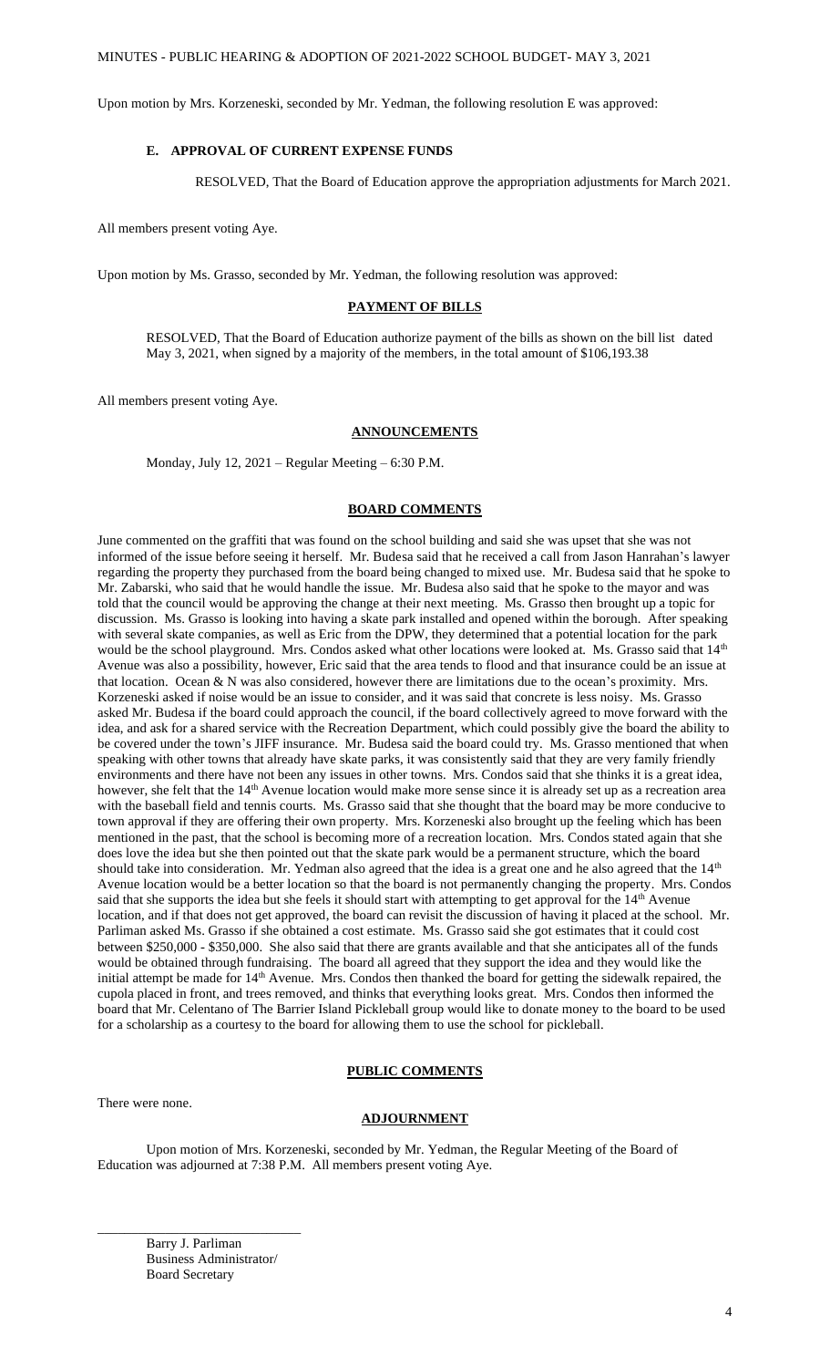Upon motion by Mrs. Korzeneski, seconded by Mr. Yedman, the following resolution E was approved:

**E. APPROVAL OF CURRENT EXPENSE FUNDS**

RESOLVED, That the Board of Education approve the appropriation adjustments for March 2021.

All members present voting Aye.

Upon motion by Ms. Grasso, seconded by Mr. Yedman, the following resolution was approved:

**PAYMENT OF BILLS**

RESOLVED, That the Board of Education authorize payment of the bills as shown on the bill list dated May 3, 2021, when signed by a majority of the members, in the total amount of $106,193.38

All members present voting Aye.

**ANNOUNCEMENTS**

Monday, July 12, 2021 – Regular Meeting – 6:30 P.M.

**BOARD COMMENTS**

June commented on the graffiti that was found on the school building and said she was upset that she was not informed of the issue before seeing it herself. Mr. Budesa said that he received a call from Jason Hanrahan's lawyer regarding the property they purchased from the board being changed to mixed use. Mr. Budesa said that he spoke to Mr. Zabarski, who said that he would handle the issue. Mr. Budesa also said that he spoke to the mayor and was told that the council would be approving the change at their next meeting. Ms. Grasso then brought up a topic for discussion. Ms. Grasso is looking into having a skate park installed and opened within the borough. After speaking with several skate companies, as well as Eric from the DPW, they determined that a potential location for the park would be the school playground. Mrs. Condos asked what other locations were looked at. Ms. Grasso said that 14th Avenue was also a possibility, however, Eric said that the area tends to flood and that insurance could be an issue at that location. Ocean & N was also considered, however there are limitations due to the ocean's proximity. Mrs. Korzeneski asked if noise would be an issue to consider, and it was said that concrete is less noisy. Ms. Grasso asked Mr. Budesa if the board could approach the council, if the board collectively agreed to move forward with the idea, and ask for a shared service with the Recreation Department, which could possibly give the board the ability to be covered under the town's JIFF insurance. Mr. Budesa said the board could try. Ms. Grasso mentioned that when speaking with other towns that already have skate parks, it was consistently said that they are very family friendly environments and there have not been any issues in other towns. Mrs. Condos said that she thinks it is a great idea, however, she felt that the 14th Avenue location would make more sense since it is already set up as a recreation area with the baseball field and tennis courts. Ms. Grasso said that she thought that the board may be more conducive to town approval if they are offering their own property. Mrs. Korzeneski also brought up the feeling which has been mentioned in the past, that the school is becoming more of a recreation location. Mrs. Condos stated again that she does love the idea but she then pointed out that the skate park would be a permanent structure, which the board should take into consideration. Mr. Yedman also agreed that the idea is a great one and he also agreed that the 14th Avenue location would be a better location so that the board is not permanently changing the property. Mrs. Condos said that she supports the idea but she feels it should start with attempting to get approval for the 14th Avenue location, and if that does not get approved, the board can revisit the discussion of having it placed at the school. Mr. Parliman asked Ms. Grasso if she obtained a cost estimate. Ms. Grasso said she got estimates that it could cost between $250,000 - $350,000. She also said that there are grants available and that she anticipates all of the funds would be obtained through fundraising. The board all agreed that they support the idea and they would like the initial attempt be made for 14th Avenue. Mrs. Condos then thanked the board for getting the sidewalk repaired, the cupola placed in front, and trees removed, and thinks that everything looks great. Mrs. Condos then informed the board that Mr. Celentano of The Barrier Island Pickleball group would like to donate money to the board to be used for a scholarship as a courtesy to the board for allowing them to use the school for pickleball.

**PUBLIC COMMENTS**

There were none.

**ADJOURNMENT**

Upon motion of Mrs. Korzeneski, seconded by Mr. Yedman, the Regular Meeting of the Board of Education was adjourned at 7:38 P.M. All members present voting Aye.

\_\_\_\_\_\_\_\_\_\_\_\_\_\_\_\_\_\_\_\_\_\_\_\_\_\_\_\_\_\_

Barry J. Parliman
Business Administrator/
Board Secretary